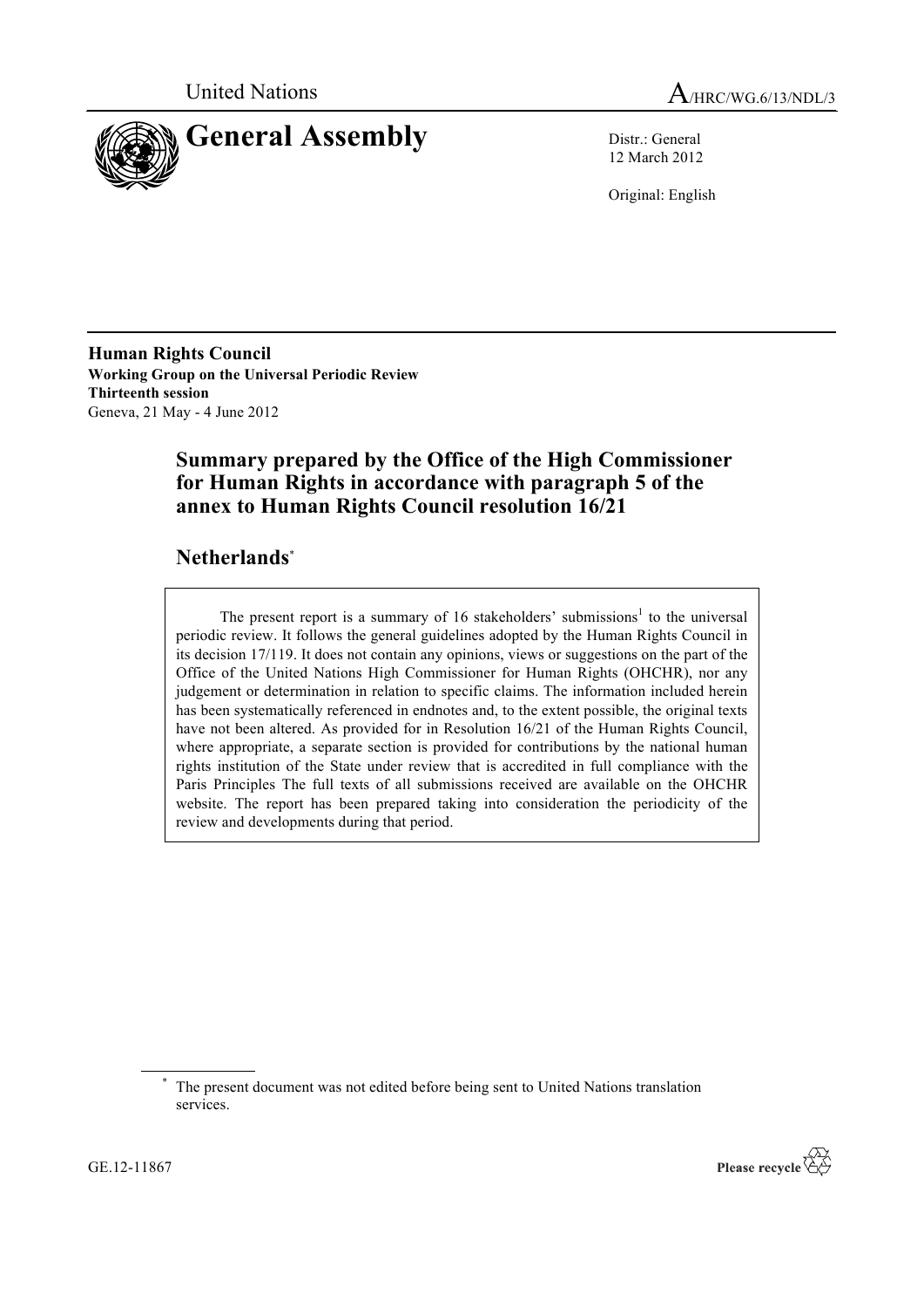United Nations

A/HRC/WG.6/13/NDL/3

# General Assembly

Distr.: General
12 March 2012

Original: English

**Human Rights Council**
**Working Group on the Universal Periodic Review**
**Thirteenth session**
Geneva, 21 May - 4 June 2012

## Summary prepared by the Office of the High Commissioner for Human Rights in accordance with paragraph 5 of the annex to Human Rights Council resolution 16/21

## Netherlands*

The present report is a summary of 16 stakeholders' submissions[1] to the universal periodic review. It follows the general guidelines adopted by the Human Rights Council in its decision 17/119. It does not contain any opinions, views or suggestions on the part of the Office of the United Nations High Commissioner for Human Rights (OHCHR), nor any judgement or determination in relation to specific claims. The information included herein has been systematically referenced in endnotes and, to the extent possible, the original texts have not been altered. As provided for in Resolution 16/21 of the Human Rights Council, where appropriate, a separate section is provided for contributions by the national human rights institution of the State under review that is accredited in full compliance with the Paris Principles The full texts of all submissions received are available on the OHCHR website. The report has been prepared taking into consideration the periodicity of the review and developments during that period.

---

* The present document was not edited before being sent to United Nations translation services.

GE.12-11867

Please recycle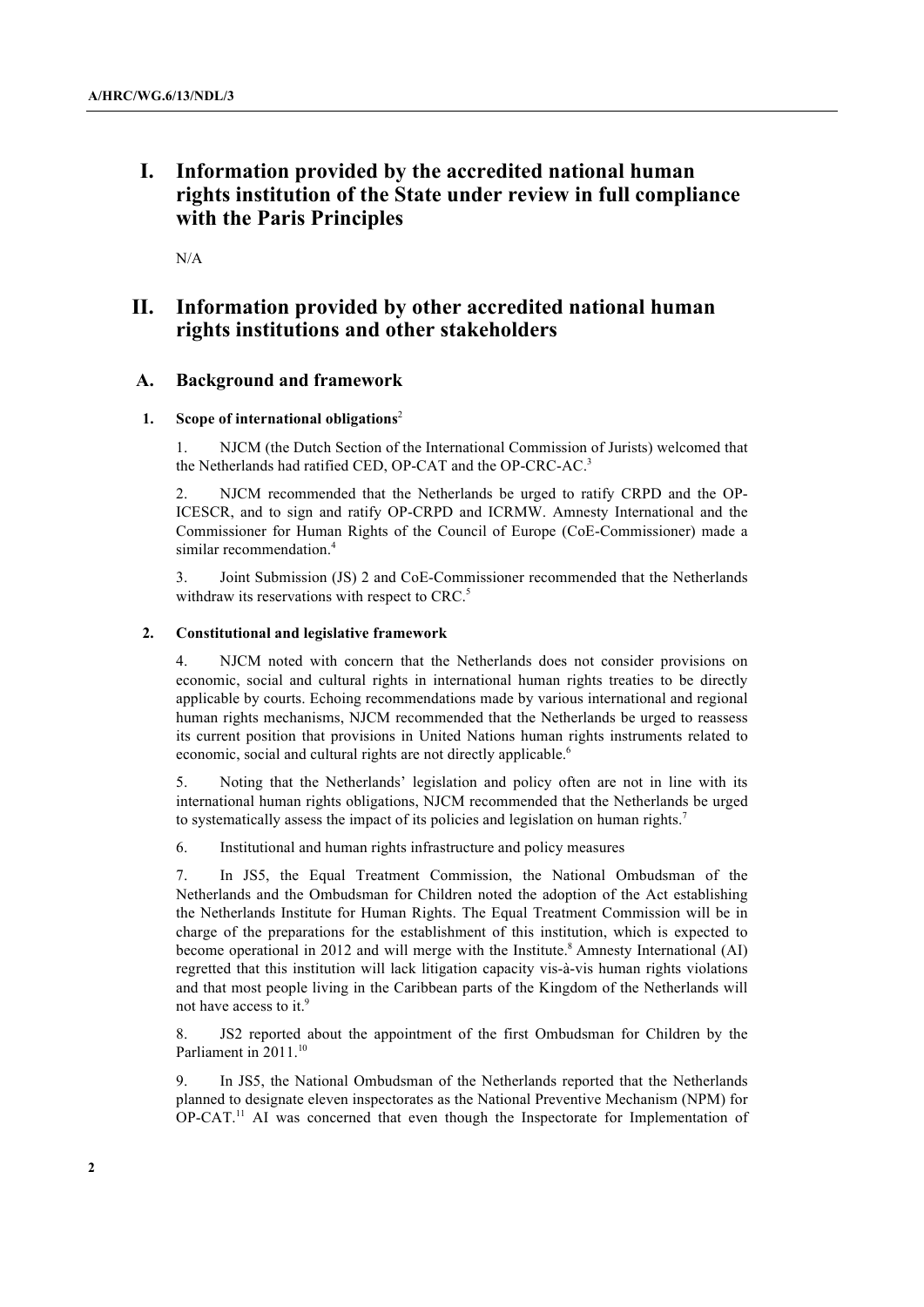# I. Information provided by the accredited national human rights institution of the State under review in full compliance with the Paris Principles

N/A

# II. Information provided by other accredited national human rights institutions and other stakeholders

## A. Background and framework

### 1. Scope of international obligations[2]

1. NJCM (the Dutch Section of the International Commission of Jurists) welcomed that the Netherlands had ratified CED, OP-CAT and the OP-CRC-AC.[3]

2. NJCM recommended that the Netherlands be urged to ratify CRPD and the OP-ICESCR, and to sign and ratify OP-CRPD and ICRMW. Amnesty International and the Commissioner for Human Rights of the Council of Europe (CoE-Commissioner) made a similar recommendation.[4]

3. Joint Submission (JS) 2 and CoE-Commissioner recommended that the Netherlands withdraw its reservations with respect to CRC.[5]

### 2. Constitutional and legislative framework

4. NJCM noted with concern that the Netherlands does not consider provisions on economic, social and cultural rights in international human rights treaties to be directly applicable by courts. Echoing recommendations made by various international and regional human rights mechanisms, NJCM recommended that the Netherlands be urged to reassess its current position that provisions in United Nations human rights instruments related to economic, social and cultural rights are not directly applicable.[6]

5. Noting that the Netherlands' legislation and policy often are not in line with its international human rights obligations, NJCM recommended that the Netherlands be urged to systematically assess the impact of its policies and legislation on human rights.[7]

6. Institutional and human rights infrastructure and policy measures

7. In JS5, the Equal Treatment Commission, the National Ombudsman of the Netherlands and the Ombudsman for Children noted the adoption of the Act establishing the Netherlands Institute for Human Rights. The Equal Treatment Commission will be in charge of the preparations for the establishment of this institution, which is expected to become operational in 2012 and will merge with the Institute.[8] Amnesty International (AI) regretted that this institution will lack litigation capacity vis-à-vis human rights violations and that most people living in the Caribbean parts of the Kingdom of the Netherlands will not have access to it.[9]

8. JS2 reported about the appointment of the first Ombudsman for Children by the Parliament in 2011.[10]

9. In JS5, the National Ombudsman of the Netherlands reported that the Netherlands planned to designate eleven inspectorates as the National Preventive Mechanism (NPM) for OP-CAT.[11] AI was concerned that even though the Inspectorate for Implementation of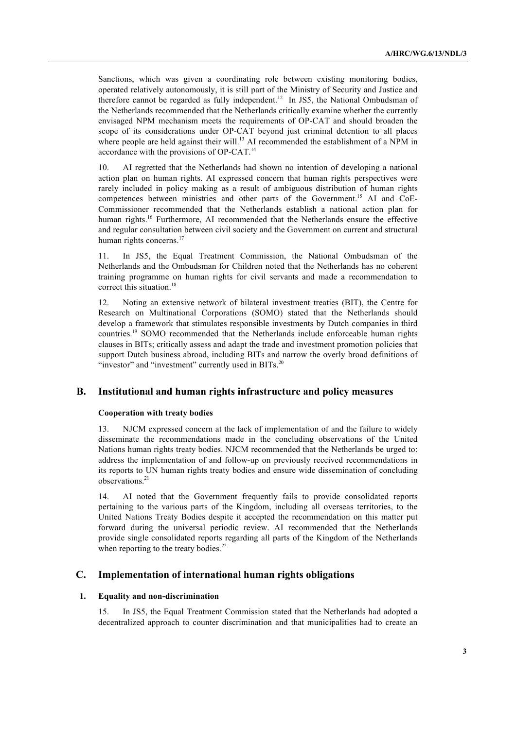Sanctions, which was given a coordinating role between existing monitoring bodies, operated relatively autonomously, it is still part of the Ministry of Security and Justice and therefore cannot be regarded as fully independent.[12] In JS5, the National Ombudsman of the Netherlands recommended that the Netherlands critically examine whether the currently envisaged NPM mechanism meets the requirements of OP-CAT and should broaden the scope of its considerations under OP-CAT beyond just criminal detention to all places where people are held against their will.[13] AI recommended the establishment of a NPM in accordance with the provisions of OP-CAT.[14]

10. AI regretted that the Netherlands had shown no intention of developing a national action plan on human rights. AI expressed concern that human rights perspectives were rarely included in policy making as a result of ambiguous distribution of human rights competences between ministries and other parts of the Government.[15] AI and CoE-Commissioner recommended that the Netherlands establish a national action plan for human rights.[16] Furthermore, AI recommended that the Netherlands ensure the effective and regular consultation between civil society and the Government on current and structural human rights concerns.[17]

11. In JS5, the Equal Treatment Commission, the National Ombudsman of the Netherlands and the Ombudsman for Children noted that the Netherlands has no coherent training programme on human rights for civil servants and made a recommendation to correct this situation.[18]

12. Noting an extensive network of bilateral investment treaties (BIT), the Centre for Research on Multinational Corporations (SOMO) stated that the Netherlands should develop a framework that stimulates responsible investments by Dutch companies in third countries.[19] SOMO recommended that the Netherlands include enforceable human rights clauses in BITs; critically assess and adapt the trade and investment promotion policies that support Dutch business abroad, including BITs and narrow the overly broad definitions of "investor" and "investment" currently used in BITs.[20]

## B. Institutional and human rights infrastructure and policy measures

#### Cooperation with treaty bodies

13. NJCM expressed concern at the lack of implementation of and the failure to widely disseminate the recommendations made in the concluding observations of the United Nations human rights treaty bodies. NJCM recommended that the Netherlands be urged to: address the implementation of and follow-up on previously received recommendations in its reports to UN human rights treaty bodies and ensure wide dissemination of concluding observations.[21]

14. AI noted that the Government frequently fails to provide consolidated reports pertaining to the various parts of the Kingdom, including all overseas territories, to the United Nations Treaty Bodies despite it accepted the recommendation on this matter put forward during the universal periodic review. AI recommended that the Netherlands provide single consolidated reports regarding all parts of the Kingdom of the Netherlands when reporting to the treaty bodies.[22]

## C. Implementation of international human rights obligations

### 1. Equality and non-discrimination

15. In JS5, the Equal Treatment Commission stated that the Netherlands had adopted a decentralized approach to counter discrimination and that municipalities had to create an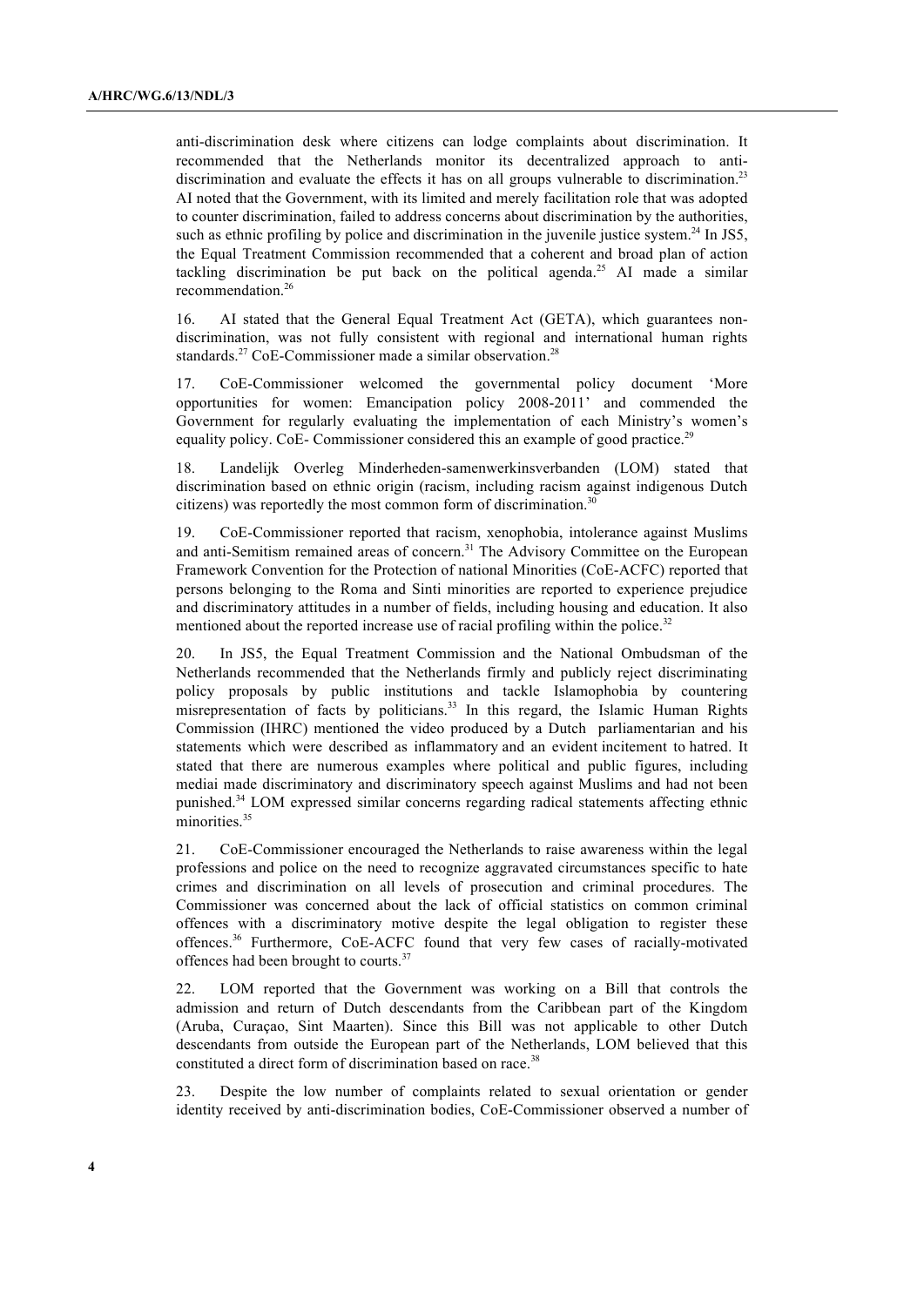anti-discrimination desk where citizens can lodge complaints about discrimination. It recommended that the Netherlands monitor its decentralized approach to anti-discrimination and evaluate the effects it has on all groups vulnerable to discrimination.[23] AI noted that the Government, with its limited and merely facilitation role that was adopted to counter discrimination, failed to address concerns about discrimination by the authorities, such as ethnic profiling by police and discrimination in the juvenile justice system.[24] In JS5, the Equal Treatment Commission recommended that a coherent and broad plan of action tackling discrimination be put back on the political agenda.[25] AI made a similar recommendation.[26]

16. AI stated that the General Equal Treatment Act (GETA), which guarantees non-discrimination, was not fully consistent with regional and international human rights standards.[27] CoE-Commissioner made a similar observation.[28]

17. CoE-Commissioner welcomed the governmental policy document 'More opportunities for women: Emancipation policy 2008-2011' and commended the Government for regularly evaluating the implementation of each Ministry's women's equality policy. CoE- Commissioner considered this an example of good practice.[29]

18. Landelijk Overleg Minderheden-samenwerkinsverbanden (LOM) stated that discrimination based on ethnic origin (racism, including racism against indigenous Dutch citizens) was reportedly the most common form of discrimination.[30]

19. CoE-Commissioner reported that racism, xenophobia, intolerance against Muslims and anti-Semitism remained areas of concern.[31] The Advisory Committee on the European Framework Convention for the Protection of national Minorities (CoE-ACFC) reported that persons belonging to the Roma and Sinti minorities are reported to experience prejudice and discriminatory attitudes in a number of fields, including housing and education. It also mentioned about the reported increase use of racial profiling within the police.[32]

20. In JS5, the Equal Treatment Commission and the National Ombudsman of the Netherlands recommended that the Netherlands firmly and publicly reject discriminating policy proposals by public institutions and tackle Islamophobia by countering misrepresentation of facts by politicians.[33] In this regard, the Islamic Human Rights Commission (IHRC) mentioned the video produced by a Dutch parliamentarian and his statements which were described as inflammatory and an evident incitement to hatred. It stated that there are numerous examples where political and public figures, including mediai made discriminatory and discriminatory speech against Muslims and had not been punished.[34] LOM expressed similar concerns regarding radical statements affecting ethnic minorities.[35]

21. CoE-Commissioner encouraged the Netherlands to raise awareness within the legal professions and police on the need to recognize aggravated circumstances specific to hate crimes and discrimination on all levels of prosecution and criminal procedures. The Commissioner was concerned about the lack of official statistics on common criminal offences with a discriminatory motive despite the legal obligation to register these offences.[36] Furthermore, CoE-ACFC found that very few cases of racially-motivated offences had been brought to courts.[37]

22. LOM reported that the Government was working on a Bill that controls the admission and return of Dutch descendants from the Caribbean part of the Kingdom (Aruba, Curaçao, Sint Maarten). Since this Bill was not applicable to other Dutch descendants from outside the European part of the Netherlands, LOM believed that this constituted a direct form of discrimination based on race.[38]

23. Despite the low number of complaints related to sexual orientation or gender identity received by anti-discrimination bodies, CoE-Commissioner observed a number of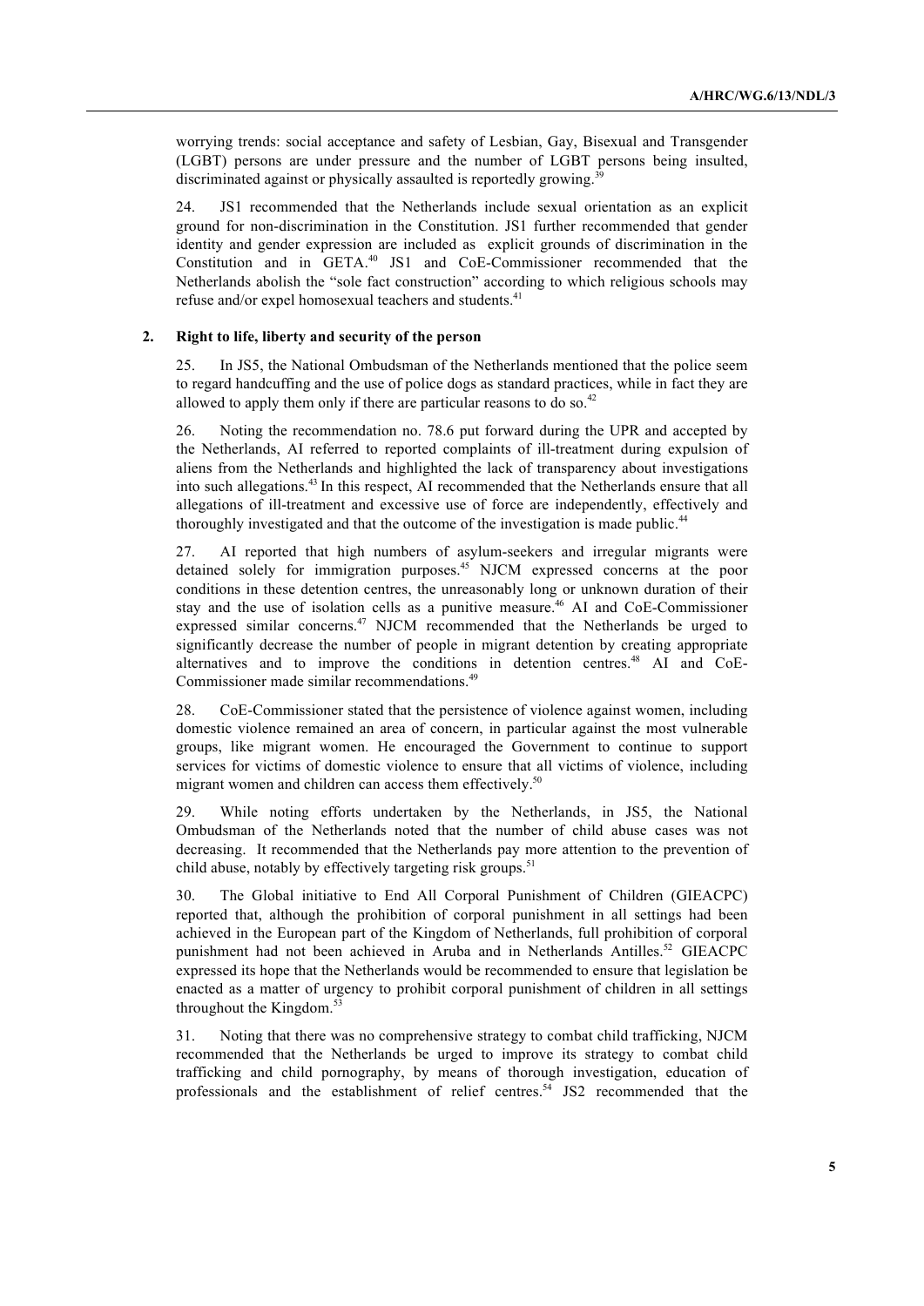worrying trends: social acceptance and safety of Lesbian, Gay, Bisexual and Transgender (LGBT) persons are under pressure and the number of LGBT persons being insulted, discriminated against or physically assaulted is reportedly growing.[39]

24. JS1 recommended that the Netherlands include sexual orientation as an explicit ground for non-discrimination in the Constitution. JS1 further recommended that gender identity and gender expression are included as explicit grounds of discrimination in the Constitution and in GETA.[40] JS1 and CoE-Commissioner recommended that the Netherlands abolish the "sole fact construction" according to which religious schools may refuse and/or expel homosexual teachers and students.[41]

### 2. Right to life, liberty and security of the person

25. In JS5, the National Ombudsman of the Netherlands mentioned that the police seem to regard handcuffing and the use of police dogs as standard practices, while in fact they are allowed to apply them only if there are particular reasons to do so.[42]

26. Noting the recommendation no. 78.6 put forward during the UPR and accepted by the Netherlands, AI referred to reported complaints of ill-treatment during expulsion of aliens from the Netherlands and highlighted the lack of transparency about investigations into such allegations.[43] In this respect, AI recommended that the Netherlands ensure that all allegations of ill-treatment and excessive use of force are independently, effectively and thoroughly investigated and that the outcome of the investigation is made public.[44]

27. AI reported that high numbers of asylum-seekers and irregular migrants were detained solely for immigration purposes.[45] NJCM expressed concerns at the poor conditions in these detention centres, the unreasonably long or unknown duration of their stay and the use of isolation cells as a punitive measure.[46] AI and CoE-Commissioner expressed similar concerns.[47] NJCM recommended that the Netherlands be urged to significantly decrease the number of people in migrant detention by creating appropriate alternatives and to improve the conditions in detention centres.[48] AI and CoE-Commissioner made similar recommendations.[49]

28. CoE-Commissioner stated that the persistence of violence against women, including domestic violence remained an area of concern, in particular against the most vulnerable groups, like migrant women. He encouraged the Government to continue to support services for victims of domestic violence to ensure that all victims of violence, including migrant women and children can access them effectively.[50]

29. While noting efforts undertaken by the Netherlands, in JS5, the National Ombudsman of the Netherlands noted that the number of child abuse cases was not decreasing. It recommended that the Netherlands pay more attention to the prevention of child abuse, notably by effectively targeting risk groups.[51]

30. The Global initiative to End All Corporal Punishment of Children (GIEACPC) reported that, although the prohibition of corporal punishment in all settings had been achieved in the European part of the Kingdom of Netherlands, full prohibition of corporal punishment had not been achieved in Aruba and in Netherlands Antilles.[52] GIEACPC expressed its hope that the Netherlands would be recommended to ensure that legislation be enacted as a matter of urgency to prohibit corporal punishment of children in all settings throughout the Kingdom.[53]

31. Noting that there was no comprehensive strategy to combat child trafficking, NJCM recommended that the Netherlands be urged to improve its strategy to combat child trafficking and child pornography, by means of thorough investigation, education of professionals and the establishment of relief centres.[54] JS2 recommended that the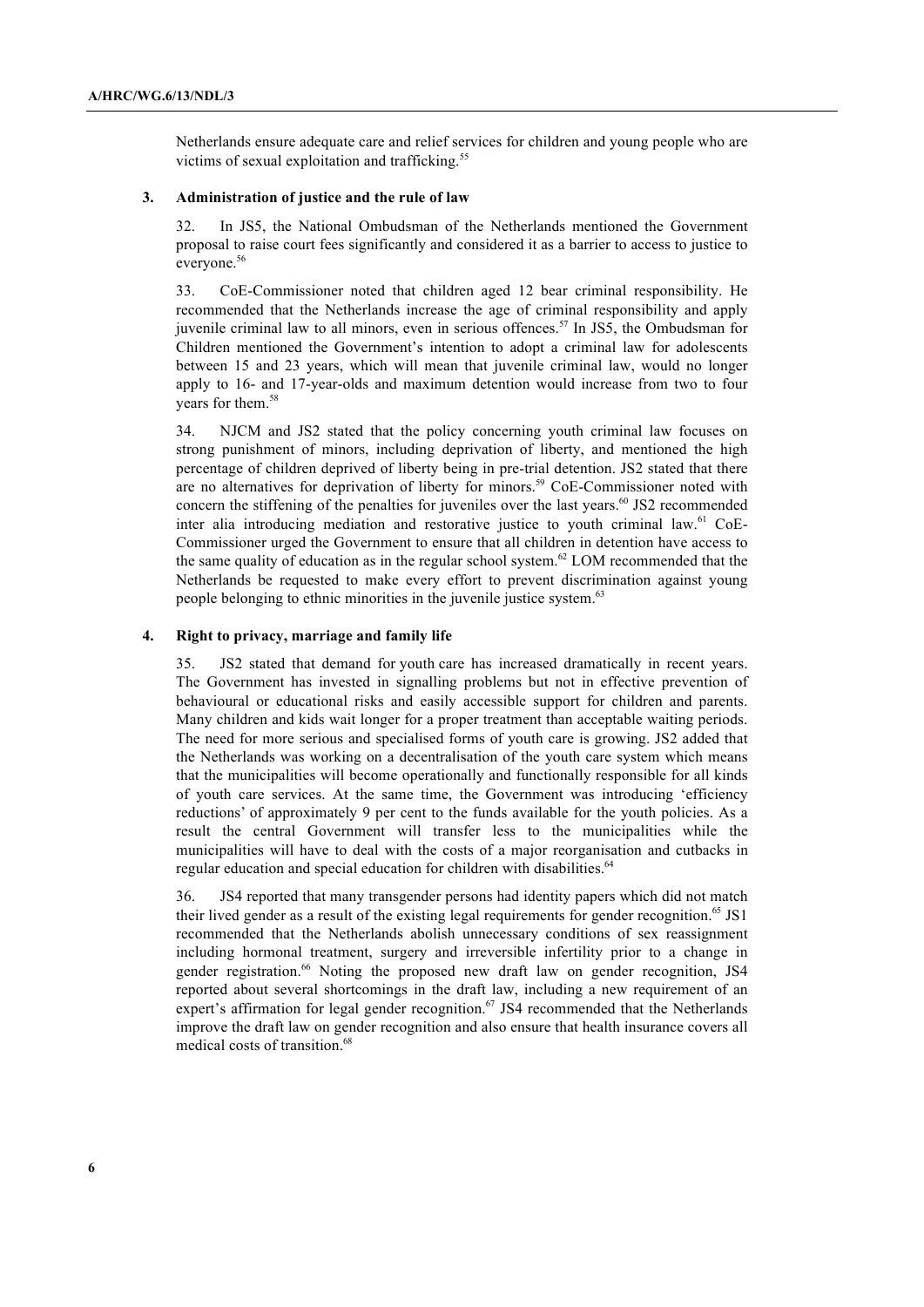Netherlands ensure adequate care and relief services for children and young people who are victims of sexual exploitation and trafficking.[55]

### 3. Administration of justice and the rule of law

32. In JS5, the National Ombudsman of the Netherlands mentioned the Government proposal to raise court fees significantly and considered it as a barrier to access to justice to everyone.[56]

33. CoE-Commissioner noted that children aged 12 bear criminal responsibility. He recommended that the Netherlands increase the age of criminal responsibility and apply juvenile criminal law to all minors, even in serious offences.[57] In JS5, the Ombudsman for Children mentioned the Government's intention to adopt a criminal law for adolescents between 15 and 23 years, which will mean that juvenile criminal law, would no longer apply to 16- and 17-year-olds and maximum detention would increase from two to four years for them.[58]

34. NJCM and JS2 stated that the policy concerning youth criminal law focuses on strong punishment of minors, including deprivation of liberty, and mentioned the high percentage of children deprived of liberty being in pre-trial detention. JS2 stated that there are no alternatives for deprivation of liberty for minors.[59] CoE-Commissioner noted with concern the stiffening of the penalties for juveniles over the last years.[60] JS2 recommended inter alia introducing mediation and restorative justice to youth criminal law.[61] CoE-Commissioner urged the Government to ensure that all children in detention have access to the same quality of education as in the regular school system.[62] LOM recommended that the Netherlands be requested to make every effort to prevent discrimination against young people belonging to ethnic minorities in the juvenile justice system.[63]

### 4. Right to privacy, marriage and family life

35. JS2 stated that demand for youth care has increased dramatically in recent years. The Government has invested in signalling problems but not in effective prevention of behavioural or educational risks and easily accessible support for children and parents. Many children and kids wait longer for a proper treatment than acceptable waiting periods. The need for more serious and specialised forms of youth care is growing. JS2 added that the Netherlands was working on a decentralisation of the youth care system which means that the municipalities will become operationally and functionally responsible for all kinds of youth care services. At the same time, the Government was introducing 'efficiency reductions' of approximately 9 per cent to the funds available for the youth policies. As a result the central Government will transfer less to the municipalities while the municipalities will have to deal with the costs of a major reorganisation and cutbacks in regular education and special education for children with disabilities.[64]

36. JS4 reported that many transgender persons had identity papers which did not match their lived gender as a result of the existing legal requirements for gender recognition.[65] JS1 recommended that the Netherlands abolish unnecessary conditions of sex reassignment including hormonal treatment, surgery and irreversible infertility prior to a change in gender registration.[66] Noting the proposed new draft law on gender recognition, JS4 reported about several shortcomings in the draft law, including a new requirement of an expert's affirmation for legal gender recognition.[67] JS4 recommended that the Netherlands improve the draft law on gender recognition and also ensure that health insurance covers all medical costs of transition.[68]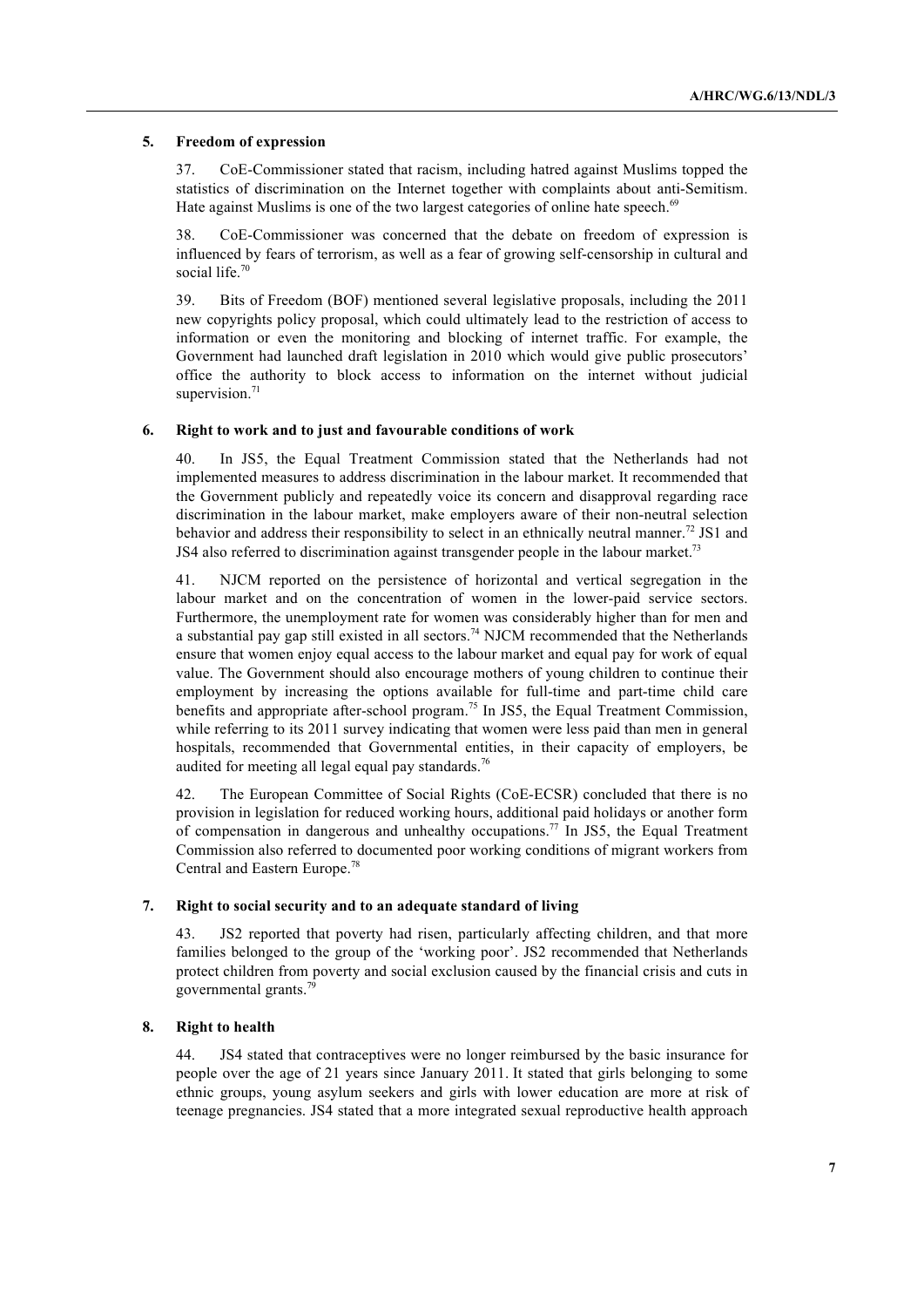### 5. Freedom of expression

37. CoE-Commissioner stated that racism, including hatred against Muslims topped the statistics of discrimination on the Internet together with complaints about anti-Semitism. Hate against Muslims is one of the two largest categories of online hate speech.[69]

38. CoE-Commissioner was concerned that the debate on freedom of expression is influenced by fears of terrorism, as well as a fear of growing self-censorship in cultural and social life.[70]

39. Bits of Freedom (BOF) mentioned several legislative proposals, including the 2011 new copyrights policy proposal, which could ultimately lead to the restriction of access to information or even the monitoring and blocking of internet traffic. For example, the Government had launched draft legislation in 2010 which would give public prosecutors' office the authority to block access to information on the internet without judicial supervision.[71]

### 6. Right to work and to just and favourable conditions of work

40. In JS5, the Equal Treatment Commission stated that the Netherlands had not implemented measures to address discrimination in the labour market. It recommended that the Government publicly and repeatedly voice its concern and disapproval regarding race discrimination in the labour market, make employers aware of their non-neutral selection behavior and address their responsibility to select in an ethnically neutral manner.[72] JS1 and JS4 also referred to discrimination against transgender people in the labour market.[73]

41. NJCM reported on the persistence of horizontal and vertical segregation in the labour market and on the concentration of women in the lower-paid service sectors. Furthermore, the unemployment rate for women was considerably higher than for men and a substantial pay gap still existed in all sectors.[74] NJCM recommended that the Netherlands ensure that women enjoy equal access to the labour market and equal pay for work of equal value. The Government should also encourage mothers of young children to continue their employment by increasing the options available for full-time and part-time child care benefits and appropriate after-school program.[75] In JS5, the Equal Treatment Commission, while referring to its 2011 survey indicating that women were less paid than men in general hospitals, recommended that Governmental entities, in their capacity of employers, be audited for meeting all legal equal pay standards.[76]

42. The European Committee of Social Rights (CoE-ECSR) concluded that there is no provision in legislation for reduced working hours, additional paid holidays or another form of compensation in dangerous and unhealthy occupations.[77] In JS5, the Equal Treatment Commission also referred to documented poor working conditions of migrant workers from Central and Eastern Europe.[78]

### 7. Right to social security and to an adequate standard of living

43. JS2 reported that poverty had risen, particularly affecting children, and that more families belonged to the group of the 'working poor'. JS2 recommended that Netherlands protect children from poverty and social exclusion caused by the financial crisis and cuts in governmental grants.[79]

### 8. Right to health

44. JS4 stated that contraceptives were no longer reimbursed by the basic insurance for people over the age of 21 years since January 2011. It stated that girls belonging to some ethnic groups, young asylum seekers and girls with lower education are more at risk of teenage pregnancies. JS4 stated that a more integrated sexual reproductive health approach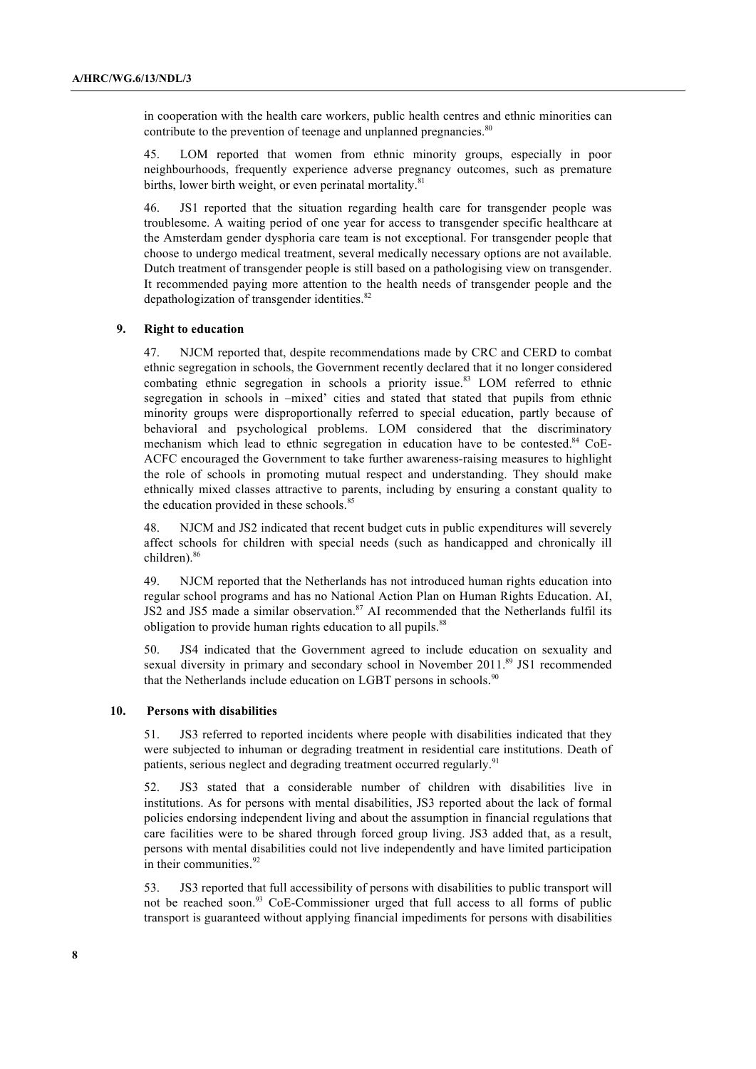in cooperation with the health care workers, public health centres and ethnic minorities can contribute to the prevention of teenage and unplanned pregnancies.[80]

45. LOM reported that women from ethnic minority groups, especially in poor neighbourhoods, frequently experience adverse pregnancy outcomes, such as premature births, lower birth weight, or even perinatal mortality.[81]

46. JS1 reported that the situation regarding health care for transgender people was troublesome. A waiting period of one year for access to transgender specific healthcare at the Amsterdam gender dysphoria care team is not exceptional. For transgender people that choose to undergo medical treatment, several medically necessary options are not available. Dutch treatment of transgender people is still based on a pathologising view on transgender. It recommended paying more attention to the health needs of transgender people and the depathologization of transgender identities.[82]

### 9. Right to education

47. NJCM reported that, despite recommendations made by CRC and CERD to combat ethnic segregation in schools, the Government recently declared that it no longer considered combating ethnic segregation in schools a priority issue.[83] LOM referred to ethnic segregation in schools in –mixed' cities and stated that stated that pupils from ethnic minority groups were disproportionally referred to special education, partly because of behavioral and psychological problems. LOM considered that the discriminatory mechanism which lead to ethnic segregation in education have to be contested.[84] CoE-ACFC encouraged the Government to take further awareness-raising measures to highlight the role of schools in promoting mutual respect and understanding. They should make ethnically mixed classes attractive to parents, including by ensuring a constant quality to the education provided in these schools.[85]

48. NJCM and JS2 indicated that recent budget cuts in public expenditures will severely affect schools for children with special needs (such as handicapped and chronically ill children).[86]

49. NJCM reported that the Netherlands has not introduced human rights education into regular school programs and has no National Action Plan on Human Rights Education. AI, JS2 and JS5 made a similar observation.[87] AI recommended that the Netherlands fulfil its obligation to provide human rights education to all pupils.[88]

50. JS4 indicated that the Government agreed to include education on sexuality and sexual diversity in primary and secondary school in November 2011.[89] JS1 recommended that the Netherlands include education on LGBT persons in schools.[90]

### 10. Persons with disabilities

51. JS3 referred to reported incidents where people with disabilities indicated that they were subjected to inhuman or degrading treatment in residential care institutions. Death of patients, serious neglect and degrading treatment occurred regularly.[91]

52. JS3 stated that a considerable number of children with disabilities live in institutions. As for persons with mental disabilities, JS3 reported about the lack of formal policies endorsing independent living and about the assumption in financial regulations that care facilities were to be shared through forced group living. JS3 added that, as a result, persons with mental disabilities could not live independently and have limited participation in their communities.[92]

53. JS3 reported that full accessibility of persons with disabilities to public transport will not be reached soon.[93] CoE-Commissioner urged that full access to all forms of public transport is guaranteed without applying financial impediments for persons with disabilities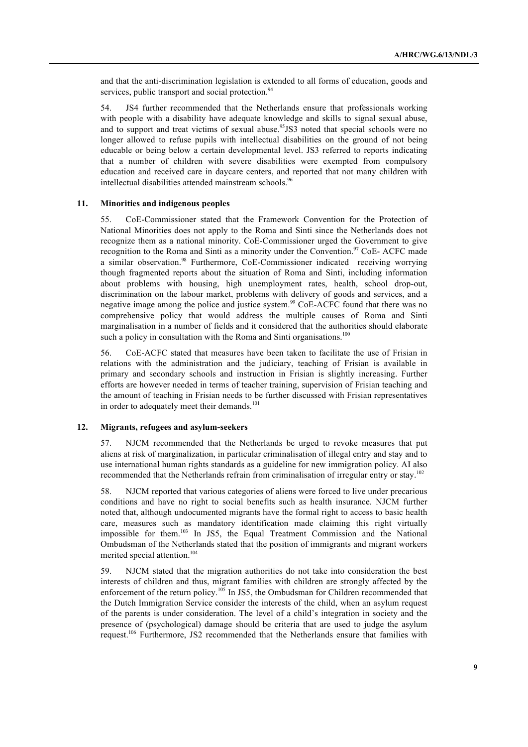and that the anti-discrimination legislation is extended to all forms of education, goods and services, public transport and social protection.[94]

54. JS4 further recommended that the Netherlands ensure that professionals working with people with a disability have adequate knowledge and skills to signal sexual abuse, and to support and treat victims of sexual abuse.[95] JS3 noted that special schools were no longer allowed to refuse pupils with intellectual disabilities on the ground of not being educable or being below a certain developmental level. JS3 referred to reports indicating that a number of children with severe disabilities were exempted from compulsory education and received care in daycare centers, and reported that not many children with intellectual disabilities attended mainstream schools.[96]

### 11. Minorities and indigenous peoples

55. CoE-Commissioner stated that the Framework Convention for the Protection of National Minorities does not apply to the Roma and Sinti since the Netherlands does not recognize them as a national minority. CoE-Commissioner urged the Government to give recognition to the Roma and Sinti as a minority under the Convention.[97] CoE- ACFC made a similar observation.[98] Furthermore, CoE-Commissioner indicated receiving worrying though fragmented reports about the situation of Roma and Sinti, including information about problems with housing, high unemployment rates, health, school drop-out, discrimination on the labour market, problems with delivery of goods and services, and a negative image among the police and justice system.[99] CoE-ACFC found that there was no comprehensive policy that would address the multiple causes of Roma and Sinti marginalisation in a number of fields and it considered that the authorities should elaborate such a policy in consultation with the Roma and Sinti organisations.[100]

56. CoE-ACFC stated that measures have been taken to facilitate the use of Frisian in relations with the administration and the judiciary, teaching of Frisian is available in primary and secondary schools and instruction in Frisian is slightly increasing. Further efforts are however needed in terms of teacher training, supervision of Frisian teaching and the amount of teaching in Frisian needs to be further discussed with Frisian representatives in order to adequately meet their demands.[101]

### 12. Migrants, refugees and asylum-seekers

57. NJCM recommended that the Netherlands be urged to revoke measures that put aliens at risk of marginalization, in particular criminalisation of illegal entry and stay and to use international human rights standards as a guideline for new immigration policy. AI also recommended that the Netherlands refrain from criminalisation of irregular entry or stay.[102]

58. NJCM reported that various categories of aliens were forced to live under precarious conditions and have no right to social benefits such as health insurance. NJCM further noted that, although undocumented migrants have the formal right to access to basic health care, measures such as mandatory identification made claiming this right virtually impossible for them.[103] In JS5, the Equal Treatment Commission and the National Ombudsman of the Netherlands stated that the position of immigrants and migrant workers merited special attention.[104]

59. NJCM stated that the migration authorities do not take into consideration the best interests of children and thus, migrant families with children are strongly affected by the enforcement of the return policy.[105] In JS5, the Ombudsman for Children recommended that the Dutch Immigration Service consider the interests of the child, when an asylum request of the parents is under consideration. The level of a child's integration in society and the presence of (psychological) damage should be criteria that are used to judge the asylum request.[106] Furthermore, JS2 recommended that the Netherlands ensure that families with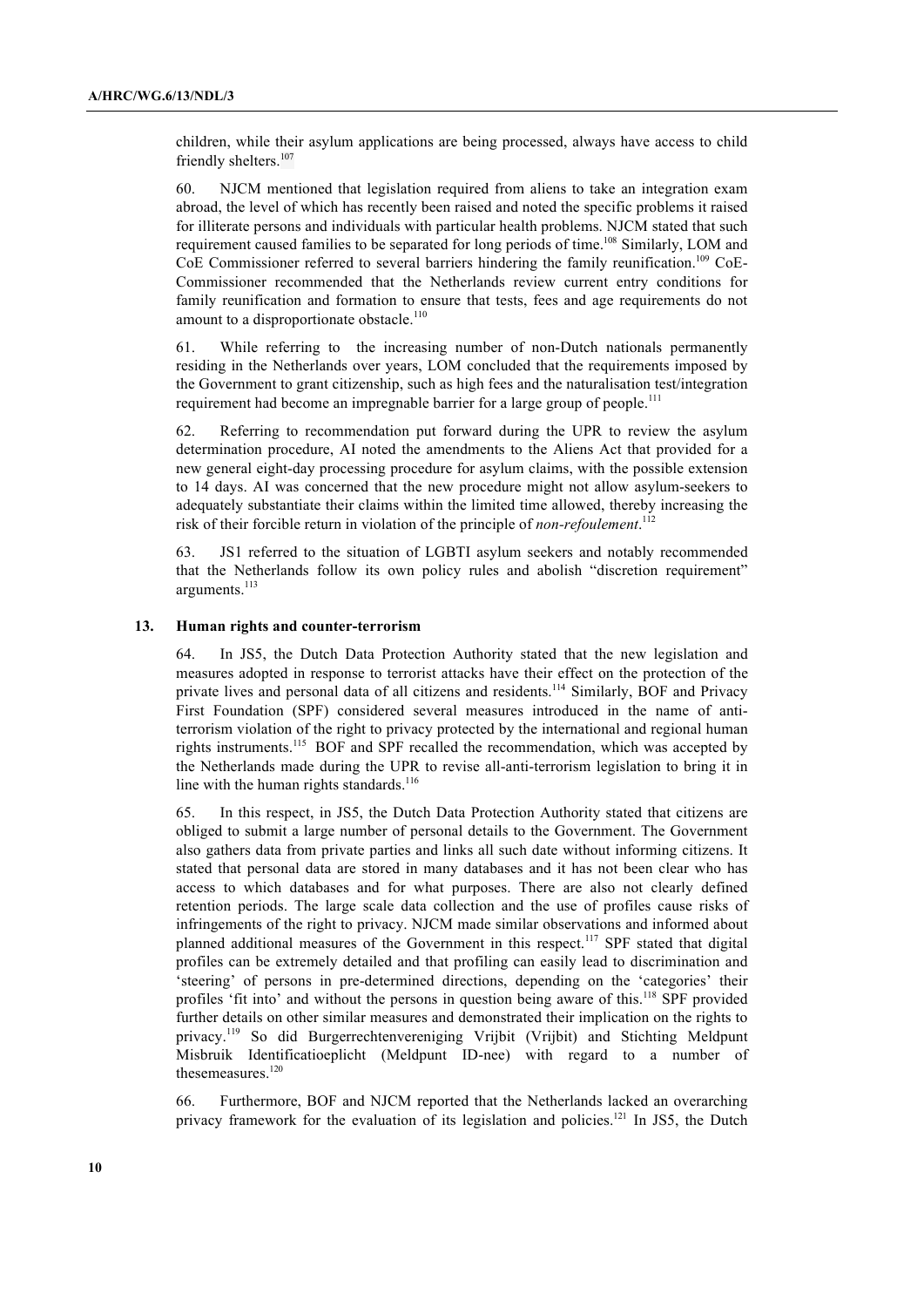children, while their asylum applications are being processed, always have access to child friendly shelters.[107]

60. NJCM mentioned that legislation required from aliens to take an integration exam abroad, the level of which has recently been raised and noted the specific problems it raised for illiterate persons and individuals with particular health problems. NJCM stated that such requirement caused families to be separated for long periods of time.[108] Similarly, LOM and CoE Commissioner referred to several barriers hindering the family reunification.[109] CoE-Commissioner recommended that the Netherlands review current entry conditions for family reunification and formation to ensure that tests, fees and age requirements do not amount to a disproportionate obstacle.[110]

61. While referring to the increasing number of non-Dutch nationals permanently residing in the Netherlands over years, LOM concluded that the requirements imposed by the Government to grant citizenship, such as high fees and the naturalisation test/integration requirement had become an impregnable barrier for a large group of people.[111]

62. Referring to recommendation put forward during the UPR to review the asylum determination procedure, AI noted the amendments to the Aliens Act that provided for a new general eight-day processing procedure for asylum claims, with the possible extension to 14 days. AI was concerned that the new procedure might not allow asylum-seekers to adequately substantiate their claims within the limited time allowed, thereby increasing the risk of their forcible return in violation of the principle of *non-refoulement*.[112]

63. JS1 referred to the situation of LGBTI asylum seekers and notably recommended that the Netherlands follow its own policy rules and abolish "discretion requirement" arguments.[113]

### 13. Human rights and counter-terrorism

64. In JS5, the Dutch Data Protection Authority stated that the new legislation and measures adopted in response to terrorist attacks have their effect on the protection of the private lives and personal data of all citizens and residents.[114] Similarly, BOF and Privacy First Foundation (SPF) considered several measures introduced in the name of anti-terrorism violation of the right to privacy protected by the international and regional human rights instruments.[115] BOF and SPF recalled the recommendation, which was accepted by the Netherlands made during the UPR to revise all-anti-terrorism legislation to bring it in line with the human rights standards.[116]

65. In this respect, in JS5, the Dutch Data Protection Authority stated that citizens are obliged to submit a large number of personal details to the Government. The Government also gathers data from private parties and links all such date without informing citizens. It stated that personal data are stored in many databases and it has not been clear who has access to which databases and for what purposes. There are also not clearly defined retention periods. The large scale data collection and the use of profiles cause risks of infringements of the right to privacy. NJCM made similar observations and informed about planned additional measures of the Government in this respect.[117] SPF stated that digital profiles can be extremely detailed and that profiling can easily lead to discrimination and 'steering' of persons in pre-determined directions, depending on the 'categories' their profiles 'fit into' and without the persons in question being aware of this.[118] SPF provided further details on other similar measures and demonstrated their implication on the rights to privacy.[119] So did Burgerrechtenvereniging Vrijbit (Vrijbit) and Stichting Meldpunt Misbruik Identificatieplicht (Meldpunt ID-nee) with regard to a number of thesemeasures.[120]

66. Furthermore, BOF and NJCM reported that the Netherlands lacked an overarching privacy framework for the evaluation of its legislation and policies.[121] In JS5, the Dutch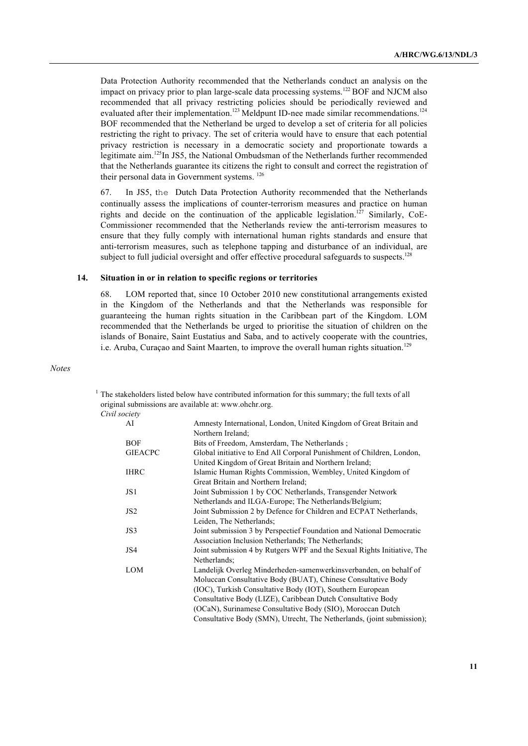Data Protection Authority recommended that the Netherlands conduct an analysis on the impact on privacy prior to plan large-scale data processing systems.[122] BOF and NJCM also recommended that all privacy restricting policies should be periodically reviewed and evaluated after their implementation.[123] Meldpunt ID-nee made similar recommendations.[124] BOF recommended that the Netherland be urged to develop a set of criteria for all policies restricting the right to privacy. The set of criteria would have to ensure that each potential privacy restriction is necessary in a democratic society and proportionate towards a legitimate aim.[125]In JS5, the National Ombudsman of the Netherlands further recommended that the Netherlands guarantee its citizens the right to consult and correct the registration of their personal data in Government systems. [126]

67. In JS5, the Dutch Data Protection Authority recommended that the Netherlands continually assess the implications of counter-terrorism measures and practice on human rights and decide on the continuation of the applicable legislation.[127] Similarly, CoE-Commissioner recommended that the Netherlands review the anti-terrorism measures to ensure that they fully comply with international human rights standards and ensure that anti-terrorism measures, such as telephone tapping and disturbance of an individual, are subject to full judicial oversight and offer effective procedural safeguards to suspects.[128]

### 14. Situation in or in relation to specific regions or territories

68. LOM reported that, since 10 October 2010 new constitutional arrangements existed in the Kingdom of the Netherlands and that the Netherlands was responsible for guaranteeing the human rights situation in the Caribbean part of the Kingdom. LOM recommended that the Netherlands be urged to prioritise the situation of children on the islands of Bonaire, Saint Eustatius and Saba, and to actively cooperate with the countries, i.e. Aruba, Curaçao and Saint Maarten, to improve the overall human rights situation.[129]

*Notes*

[1] The stakeholders listed below have contributed information for this summary; the full texts of all original submissions are available at: www.ohchr.org.

*Civil society*

| | |
|---|---|
| AI | Amnesty International, London, United Kingdom of Great Britain and Northern Ireland; |
| BOF | Bits of Freedom, Amsterdam, The Netherlands ; |
| GIEACPC | Global initiative to End All Corporal Punishment of Children, London, United Kingdom of Great Britain and Northern Ireland; |
| IHRC | Islamic Human Rights Commission, Wembley, United Kingdom of Great Britain and Northern Ireland; |
| JS1 | Joint Submission 1 by COC Netherlands, Transgender Network Netherlands and ILGA-Europe; The Netherlands/Belgium; |
| JS2 | Joint Submission 2 by Defence for Children and ECPAT Netherlands, Leiden, The Netherlands; |
| JS3 | Joint submission 3 by Perspectief Foundation and National Democratic Association Inclusion Netherlands; The Netherlands; |
| JS4 | Joint submission 4 by Rutgers WPF and the Sexual Rights Initiative, The Netherlands; |
| LOM | Landelijk Overleg Minderheden-samenwerkinsverbanden, on behalf of Moluccan Consultative Body (BUAT), Chinese Consultative Body (IOC), Turkish Consultative Body (IOT), Southern European Consultative Body (LIZE), Caribbean Dutch Consultative Body (OCaN), Surinamese Consultative Body (SIO), Moroccan Dutch Consultative Body (SMN), Utrecht, The Netherlands, (joint submission); |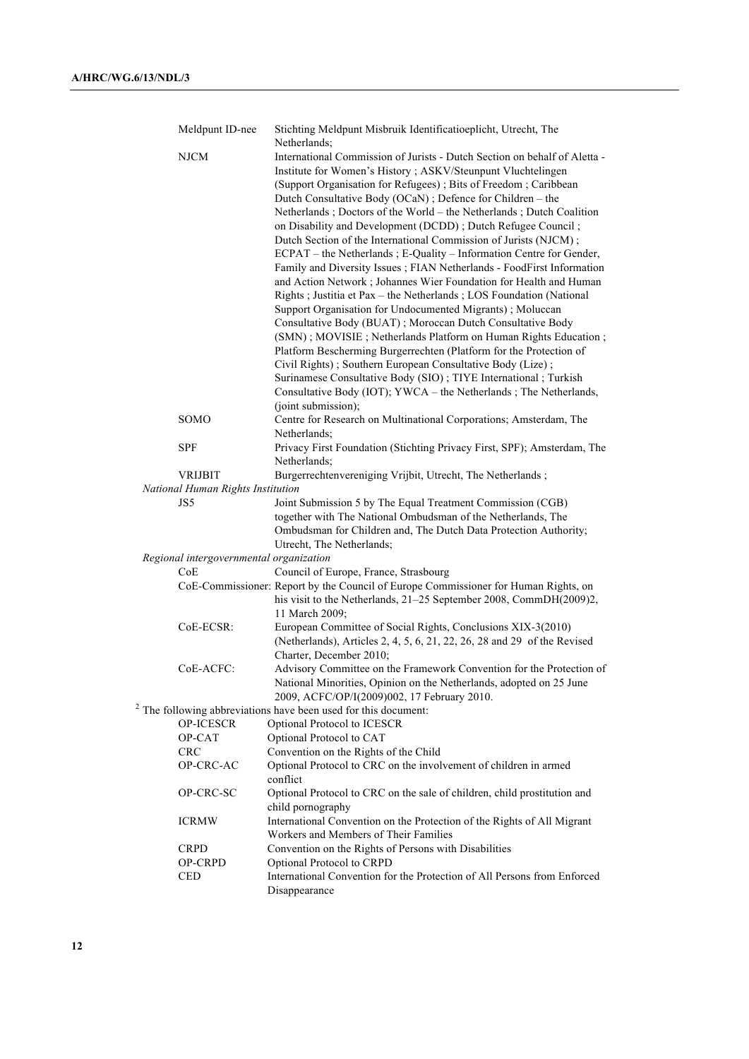| | |
|---|---|
| Meldpunt ID-nee | Stichting Meldpunt Misbruik Identificatioeplicht, Utrecht, The Netherlands; |
| NJCM | International Commission of Jurists - Dutch Section on behalf of Aletta - Institute for Women's History ; ASKV/Steunpunt Vluchtelingen (Support Organisation for Refugees) ; Bits of Freedom ; Caribbean Dutch Consultative Body (OCaN) ; Defence for Children – the Netherlands ; Doctors of the World – the Netherlands ; Dutch Coalition on Disability and Development (DCDD) ; Dutch Refugee Council ; Dutch Section of the International Commission of Jurists (NJCM) ; ECPAT – the Netherlands ; E-Quality – Information Centre for Gender, Family and Diversity Issues ; FIAN Netherlands - FoodFirst Information and Action Network ; Johannes Wier Foundation for Health and Human Rights ; Justitia et Pax – the Netherlands ; LOS Foundation (National Support Organisation for Undocumented Migrants) ; Moluccan Consultative Body (BUAT) ; Moroccan Dutch Consultative Body (SMN) ; MOVISIE ; Netherlands Platform on Human Rights Education ; Platform Bescherming Burgerrechten (Platform for the Protection of Civil Rights) ; Southern European Consultative Body (Lize) ; Surinamese Consultative Body (SIO) ; TIYE International ; Turkish Consultative Body (IOT); YWCA – the Netherlands ; The Netherlands, (joint submission); |
| SOMO | Centre for Research on Multinational Corporations; Amsterdam, The Netherlands; |
| SPF | Privacy First Foundation (Stichting Privacy First, SPF); Amsterdam, The Netherlands; |
| VRIJBIT | Burgerrechtenvereniging Vrijbit, Utrecht, The Netherlands ; |

*National Human Rights Institution*

| | |
|---|---|
| JS5 | Joint Submission 5 by The Equal Treatment Commission (CGB) together with The National Ombudsman of the Netherlands, The Ombudsman for Children and, The Dutch Data Protection Authority; Utrecht, The Netherlands; |

*Regional intergovernmental organization*

| | |
|---|---|
| CoE | Council of Europe, France, Strasbourg |
| CoE-Commissioner: | Report by the Council of Europe Commissioner for Human Rights, on his visit to the Netherlands, 21–25 September 2008, CommDH(2009)2, 11 March 2009; |
| CoE-ECSR: | European Committee of Social Rights, Conclusions XIX-3(2010) (Netherlands), Articles 2, 4, 5, 6, 21, 22, 26, 28 and 29 of the Revised Charter, December 2010; |
| CoE-ACFC: | Advisory Committee on the Framework Convention for the Protection of National Minorities, Opinion on the Netherlands, adopted on 25 June 2009, ACFC/OP/I(2009)002, 17 February 2010. |

[2] The following abbreviations have been used for this document:

| | |
|---|---|
| OP-ICESCR | Optional Protocol to ICESCR |
| OP-CAT | Optional Protocol to CAT |
| CRC | Convention on the Rights of the Child |
| OP-CRC-AC | Optional Protocol to CRC on the involvement of children in armed conflict |
| OP-CRC-SC | Optional Protocol to CRC on the sale of children, child prostitution and child pornography |
| ICRMW | International Convention on the Protection of the Rights of All Migrant Workers and Members of Their Families |
| CRPD | Convention on the Rights of Persons with Disabilities |
| OP-CRPD | Optional Protocol to CRPD |
| CED | International Convention for the Protection of All Persons from Enforced Disappearance |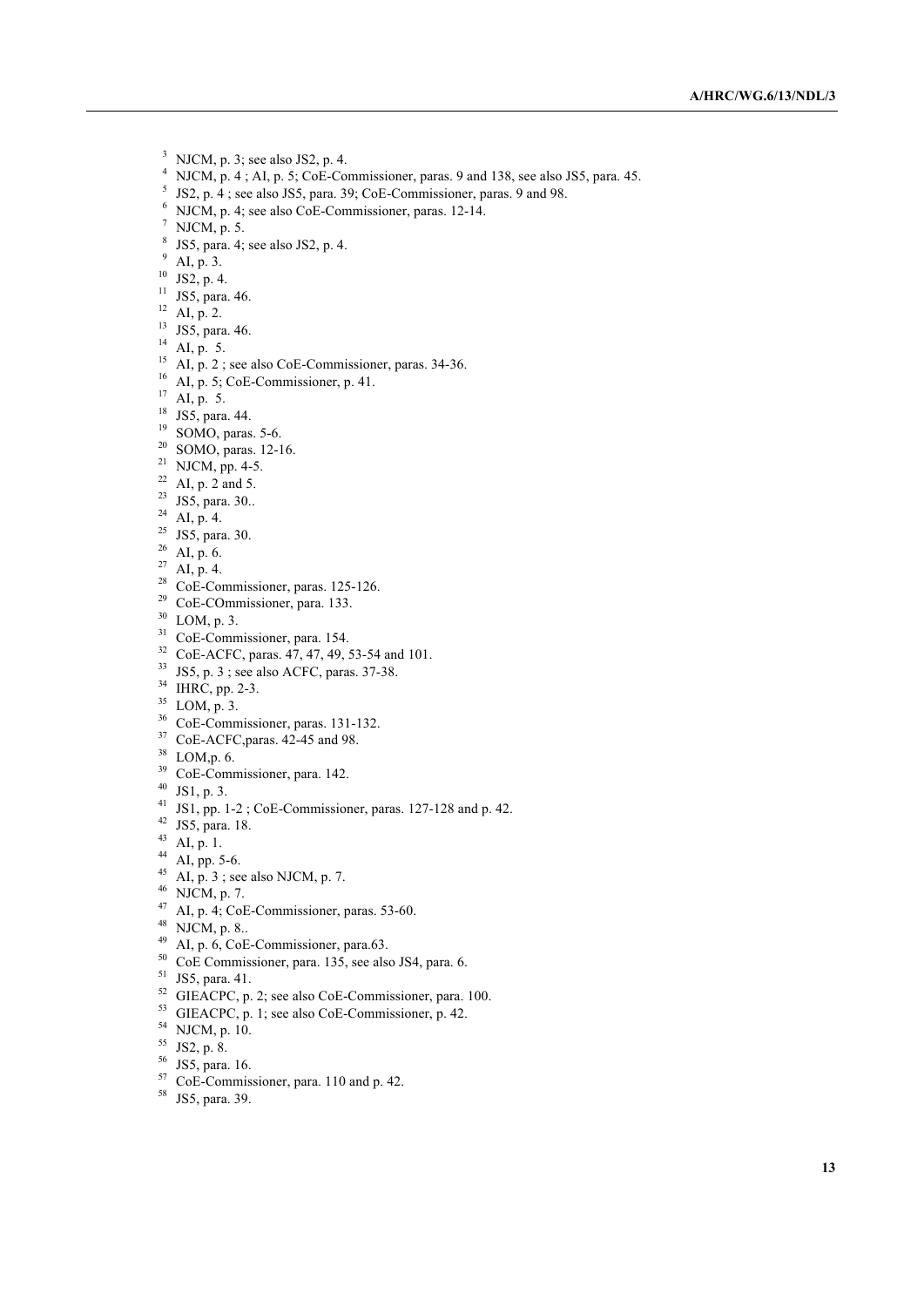[3] NJCM, p. 3; see also JS2, p. 4.

[4] NJCM, p. 4 ; AI, p. 5; CoE-Commissioner, paras. 9 and 138, see also JS5, para. 45.

[5] JS2, p. 4 ; see also JS5, para. 39; CoE-Commissioner, paras. 9 and 98.

[6] NJCM, p. 4; see also CoE-Commissioner, paras. 12-14.

[7] NJCM, p. 5.

[8] JS5, para. 4; see also JS2, p. 4.

[9] AI, p. 3.

[10] JS2, p. 4.

[11] JS5, para. 46.

[12] AI, p. 2.

[13] JS5, para. 46.

[14] AI, p. 5.

[15] AI, p. 2 ; see also CoE-Commissioner, paras. 34-36.

[16] AI, p. 5; CoE-Commissioner, p. 41.

[17] AI, p. 5.

[18] JS5, para. 44.

[19] SOMO, paras. 5-6.

[20] SOMO, paras. 12-16.

[21] NJCM, pp. 4-5.

[22] AI, p. 2 and 5.

[23] JS5, para. 30..

[24] AI, p. 4.

[25] JS5, para. 30.

[26] AI, p. 6.

[27] AI, p. 4.

[28] CoE-Commissioner, paras. 125-126.

[29] CoE-COmmissioner, para. 133.

[30] LOM, p. 3.

[31] CoE-Commissioner, para. 154.

[32] CoE-ACFC, paras. 47, 47, 49, 53-54 and 101.

[33] JS5, p. 3 ; see also ACFC, paras. 37-38.

[34] IHRC, pp. 2-3.

[35] LOM, p. 3.

[36] CoE-Commissioner, paras. 131-132.

[37] CoE-ACFC,paras. 42-45 and 98.

[38] LOM,p. 6.

[39] CoE-Commissioner, para. 142.

[40] JS1, p. 3.

[41] JS1, pp. 1-2 ; CoE-Commissioner, paras. 127-128 and p. 42.

[42] JS5, para. 18.

[43] AI, p. 1.

[44] AI, pp. 5-6.

[45] AI, p. 3 ; see also NJCM, p. 7.

[46] NJCM, p. 7.

[47] AI, p. 4; CoE-Commissioner, paras. 53-60.

[48] NJCM, p. 8..

[49] AI, p. 6, CoE-Commissioner, para.63.

[50] CoE Commissioner, para. 135, see also JS4, para. 6.

[51] JS5, para. 41.

[52] GIEACPC, p. 2; see also CoE-Commissioner, para. 100.

[53] GIEACPC, p. 1; see also CoE-Commissioner, p. 42.

[54] NJCM, p. 10.

[55] JS2, p. 8.

[56] JS5, para. 16.

[57] CoE-Commissioner, para. 110 and p. 42.

[58] JS5, para. 39.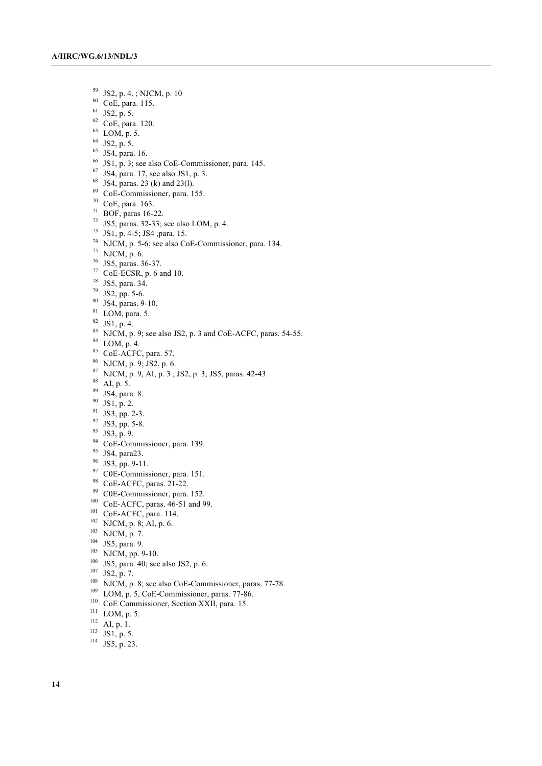[59] JS2, p. 4. ; NJCM, p. 10

[60] CoE, para. 115.

[61] JS2, p. 5.

[62] CoE, para. 120.

[63] LOM, p. 5.

[64] JS2, p. 5.

[65] JS4, para. 16.

[66] JS1, p. 3; see also CoE-Commissioner, para. 145.

[67] JS4, para. 17, see also JS1, p. 3.

[68] JS4, paras. 23 (k) and 23(l).

[69] CoE-Commissioner, para. 155.

[70] CoE, para. 163.

[71] BOF, paras 16-22.

[72] JS5, paras. 32-33; see also LOM, p. 4.

[73] JS1, p. 4-5; JS4 ,para. 15.

[74] NJCM, p. 5-6; see also CoE-Commissioner, para. 134.

[75] NJCM, p. 6.

[76] JS5, paras. 36-37.

[77] CoE-ECSR, p. 6 and 10.

[78] JS5, para. 34.

[79] JS2, pp. 5-6.

[80] JS4, paras. 9-10.

[81] LOM, para. 5.

[82] JS1, p. 4.

[83] NJCM, p. 9; see also JS2, p. 3 and CoE-ACFC, paras. 54-55.

[84] LOM, p. 4.

[85] CoE-ACFC, para. 57.

[86] NJCM, p. 9; JS2, p. 6.

[87] NJCM, p. 9, AI, p. 3 ; JS2, p. 3; JS5, paras. 42-43.

[88] AI, p. 5.

[89] JS4, para. 8.

[90] JS1, p. 2.

[91] JS3, pp. 2-3.

[92] JS3, pp. 5-8.

[93] JS3, p. 9.

[94] CoE-Commissioner, para. 139.

[95] JS4, para23.

[96] JS3, pp. 9-11.

[97] C0E-Commissioner, para. 151.

[98] CoE-ACFC, paras. 21-22.

[99] C0E-Commissioner, para. 152.

[100] CoE-ACFC, paras. 46-51 and 99.

[101] CoE-ACFC, para. 114.

[102] NJCM, p. 8; AI, p. 6.

[103] NJCM, p. 7.

[104] JS5, para. 9.

[105] NJCM, pp. 9-10.

[106] JS5, para. 40; see also JS2, p. 6.

[107] JS2, p. 7.

[108] NJCM, p. 8; see also CoE-Commissioner, paras. 77-78.

[109] LOM, p. 5, CoE-Commissioner, paras. 77-86.

[110] CoE Commissioner, Section XXII, para. 15.

[111] LOM, p. 5.

[112] AI, p. 1.

[113] JS1, p. 5.

[114] JS5, p. 23.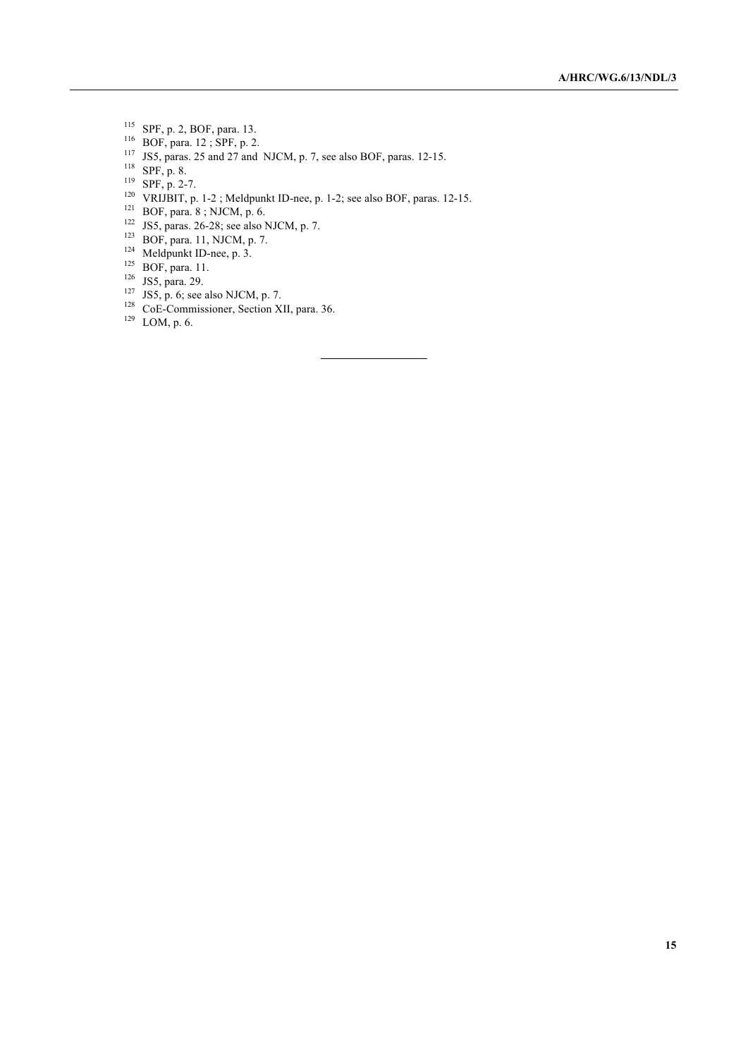[115] SPF, p. 2, BOF, para. 13.
[116] BOF, para. 12 ; SPF, p. 2.
[117] JS5, paras. 25 and 27 and NJCM, p. 7, see also BOF, paras. 12-15.
[118] SPF, p. 8.
[119] SPF, p. 2-7.
[120] VRIJBIT, p. 1-2 ; Meldpunkt ID-nee, p. 1-2; see also BOF, paras. 12-15.
[121] BOF, para. 8 ; NJCM, p. 6.
[122] JS5, paras. 26-28; see also NJCM, p. 7.
[123] BOF, para. 11, NJCM, p. 7.
[124] Meldpunkt ID-nee, p. 3.
[125] BOF, para. 11.
[126] JS5, para. 29.
[127] JS5, p. 6; see also NJCM, p. 7.
[128] CoE-Commissioner, Section XII, para. 36.
[129] LOM, p. 6.